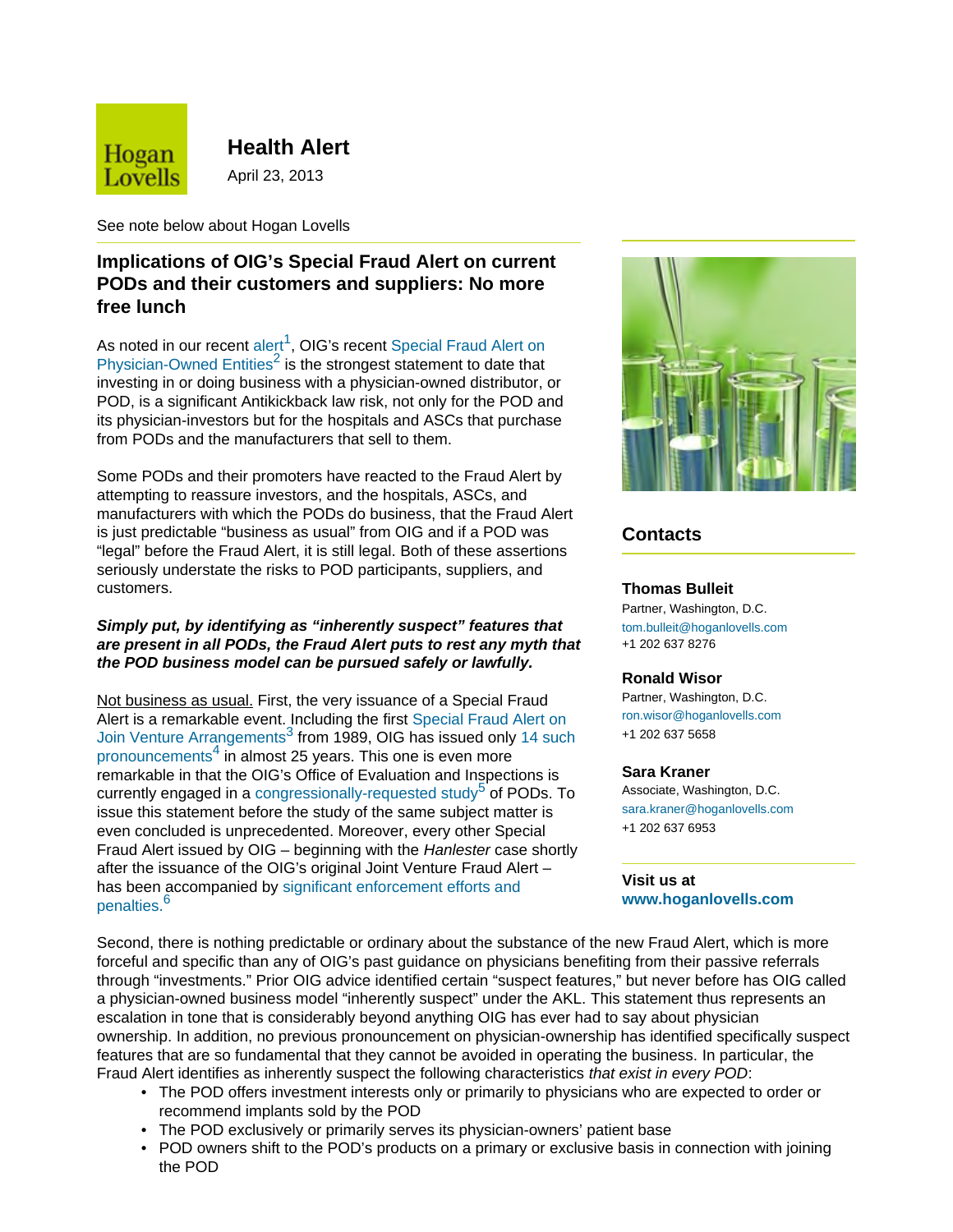# Health Alert

April 23, 2013

See note below about Hogan Lovells

## Implications of OIG's Special Fraud Alert on current PODs and their customers and suppliers: No more free lunch

As noted in our recent alert[1], OIG's recent Special Fraud Alert on Physician-Owned Entities[2] is the strongest statement to date that investing in or doing business with a physician-owned distributor, or POD, is a significant Antikickback law risk, not only for the POD and its physician-investors but for the hospitals and ASCs that purchase from PODs and the manufacturers that sell to them.

Some PODs and their promoters have reacted to the Fraud Alert by attempting to reassure investors, and the hospitals, ASCs, and manufacturers with which the PODs do business, that the Fraud Alert is just predictable "business as usual" from OIG and if a POD was "legal" before the Fraud Alert, it is still legal. Both of these assertions seriously understate the risks to POD participants, suppliers, and customers.

***Simply put, by identifying as "inherently suspect" features that are present in all PODs, the Fraud Alert puts to rest any myth that the POD business model can be pursued safely or lawfully.***

<u>Not business as usual.</u> First, the very issuance of a Special Fraud Alert is a remarkable event. Including the first Special Fraud Alert on Join Venture Arrangements[3] from 1989, OIG has issued only 14 such pronouncements[4] in almost 25 years. This one is even more remarkable in that the OIG's Office of Evaluation and Inspections is currently engaged in a congressionally-requested study[5] of PODs. To issue this statement before the study of the same subject matter is even concluded is unprecedented. Moreover, every other Special Fraud Alert issued by OIG – beginning with the *Hanlester* case shortly after the issuance of the OIG's original Joint Venture Fraud Alert – has been accompanied by significant enforcement efforts and penalties.[6]

Second, there is nothing predictable or ordinary about the substance of the new Fraud Alert, which is more forceful and specific than any of OIG's past guidance on physicians benefiting from their passive referrals through "investments." Prior OIG advice identified certain "suspect features," but never before has OIG called a physician-owned business model "inherently suspect" under the AKL. This statement thus represents an escalation in tone that is considerably beyond anything OIG has ever had to say about physician ownership. In addition, no previous pronouncement on physician-ownership has identified specifically suspect features that are so fundamental that they cannot be avoided in operating the business. In particular, the Fraud Alert identifies as inherently suspect the following characteristics *that exist in every POD*:

- The POD offers investment interests only or primarily to physicians who are expected to order or recommend implants sold by the POD
- The POD exclusively or primarily serves its physician-owners' patient base
- POD owners shift to the POD's products on a primary or exclusive basis in connection with joining the POD

## Contacts

**Thomas Bulleit**
Partner, Washington, D.C.
tom.bulleit@hoganlovells.com
+1 202 637 8276

**Ronald Wisor**
Partner, Washington, D.C.
ron.wisor@hoganlovells.com
+1 202 637 5658

**Sara Kraner**
Associate, Washington, D.C.
sara.kraner@hoganlovells.com
+1 202 637 6953

**Visit us at**
**www.hoganlovells.com**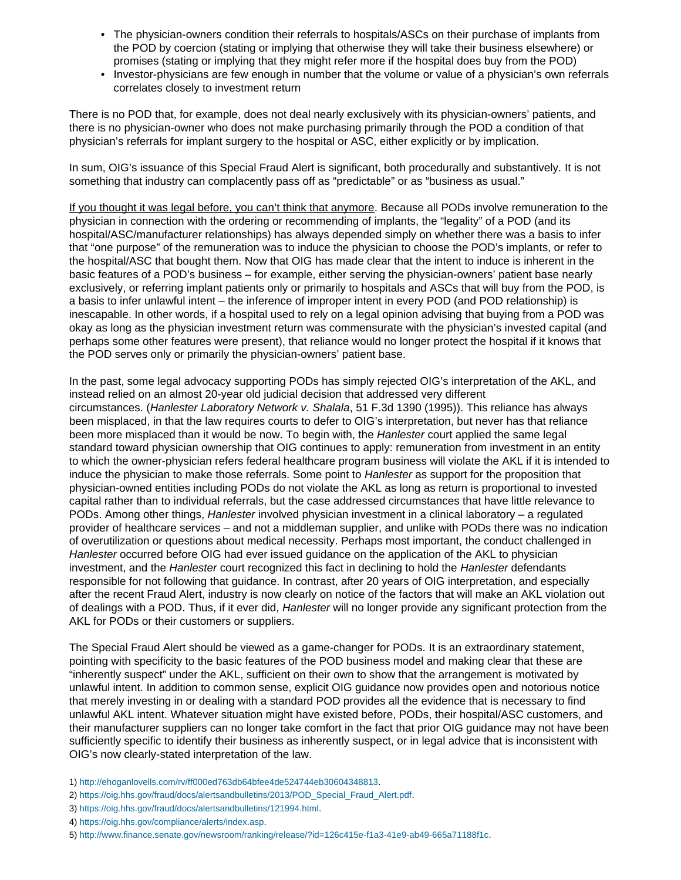- The physician-owners condition their referrals to hospitals/ASCs on their purchase of implants from the POD by coercion (stating or implying that otherwise they will take their business elsewhere) or promises (stating or implying that they might refer more if the hospital does buy from the POD)
- Investor-physicians are few enough in number that the volume or value of a physician's own referrals correlates closely to investment return

There is no POD that, for example, does not deal nearly exclusively with its physician-owners' patients, and there is no physician-owner who does not make purchasing primarily through the POD a condition of that physician's referrals for implant surgery to the hospital or ASC, either explicitly or by implication.

In sum, OIG's issuance of this Special Fraud Alert is significant, both procedurally and substantively. It is not something that industry can complacently pass off as "predictable" or as "business as usual."

<u>If you thought it was legal before, you can't think that anymore</u>. Because all PODs involve remuneration to the physician in connection with the ordering or recommending of implants, the "legality" of a POD (and its hospital/ASC/manufacturer relationships) has always depended simply on whether there was a basis to infer that "one purpose" of the remuneration was to induce the physician to choose the POD's implants, or refer to the hospital/ASC that bought them. Now that OIG has made clear that the intent to induce is inherent in the basic features of a POD's business – for example, either serving the physician-owners' patient base nearly exclusively, or referring implant patients only or primarily to hospitals and ASCs that will buy from the POD, is a basis to infer unlawful intent – the inference of improper intent in every POD (and POD relationship) is inescapable. In other words, if a hospital used to rely on a legal opinion advising that buying from a POD was okay as long as the physician investment return was commensurate with the physician's invested capital (and perhaps some other features were present), that reliance would no longer protect the hospital if it knows that the POD serves only or primarily the physician-owners' patient base.

In the past, some legal advocacy supporting PODs has simply rejected OIG's interpretation of the AKL, and instead relied on an almost 20-year old judicial decision that addressed very different circumstances. (*Hanlester Laboratory Network v. Shalala*, 51 F.3d 1390 (1995)). This reliance has always been misplaced, in that the law requires courts to defer to OIG's interpretation, but never has that reliance been more misplaced than it would be now. To begin with, the *Hanlester* court applied the same legal standard toward physician ownership that OIG continues to apply: remuneration from investment in an entity to which the owner-physician refers federal healthcare program business will violate the AKL if it is intended to induce the physician to make those referrals. Some point to *Hanlester* as support for the proposition that physician-owned entities including PODs do not violate the AKL as long as return is proportional to invested capital rather than to individual referrals, but the case addressed circumstances that have little relevance to PODs. Among other things, *Hanlester* involved physician investment in a clinical laboratory – a regulated provider of healthcare services – and not a middleman supplier, and unlike with PODs there was no indication of overutilization or questions about medical necessity. Perhaps most important, the conduct challenged in *Hanlester* occurred before OIG had ever issued guidance on the application of the AKL to physician investment, and the *Hanlester* court recognized this fact in declining to hold the *Hanlester* defendants responsible for not following that guidance. In contrast, after 20 years of OIG interpretation, and especially after the recent Fraud Alert, industry is now clearly on notice of the factors that will make an AKL violation out of dealings with a POD. Thus, if it ever did, *Hanlester* will no longer provide any significant protection from the AKL for PODs or their customers or suppliers.

The Special Fraud Alert should be viewed as a game-changer for PODs. It is an extraordinary statement, pointing with specificity to the basic features of the POD business model and making clear that these are "inherently suspect" under the AKL, sufficient on their own to show that the arrangement is motivated by unlawful intent. In addition to common sense, explicit OIG guidance now provides open and notorious notice that merely investing in or dealing with a standard POD provides all the evidence that is necessary to find unlawful AKL intent. Whatever situation might have existed before, PODs, their hospital/ASC customers, and their manufacturer suppliers can no longer take comfort in the fact that prior OIG guidance may not have been sufficiently specific to identify their business as inherently suspect, or in legal advice that is inconsistent with OIG's now clearly-stated interpretation of the law.

1) http://ehoganlovells.com/rv/ff000ed763db64bfee4de524744eb30604348813.

2) https://oig.hhs.gov/fraud/docs/alertsandbulletins/2013/POD_Special_Fraud_Alert.pdf.

3) https://oig.hhs.gov/fraud/docs/alertsandbulletins/121994.html.

4) https://oig.hhs.gov/compliance/alerts/index.asp.

5) http://www.finance.senate.gov/newsroom/ranking/release/?id=126c415e-f1a3-41e9-ab49-665a71188f1c.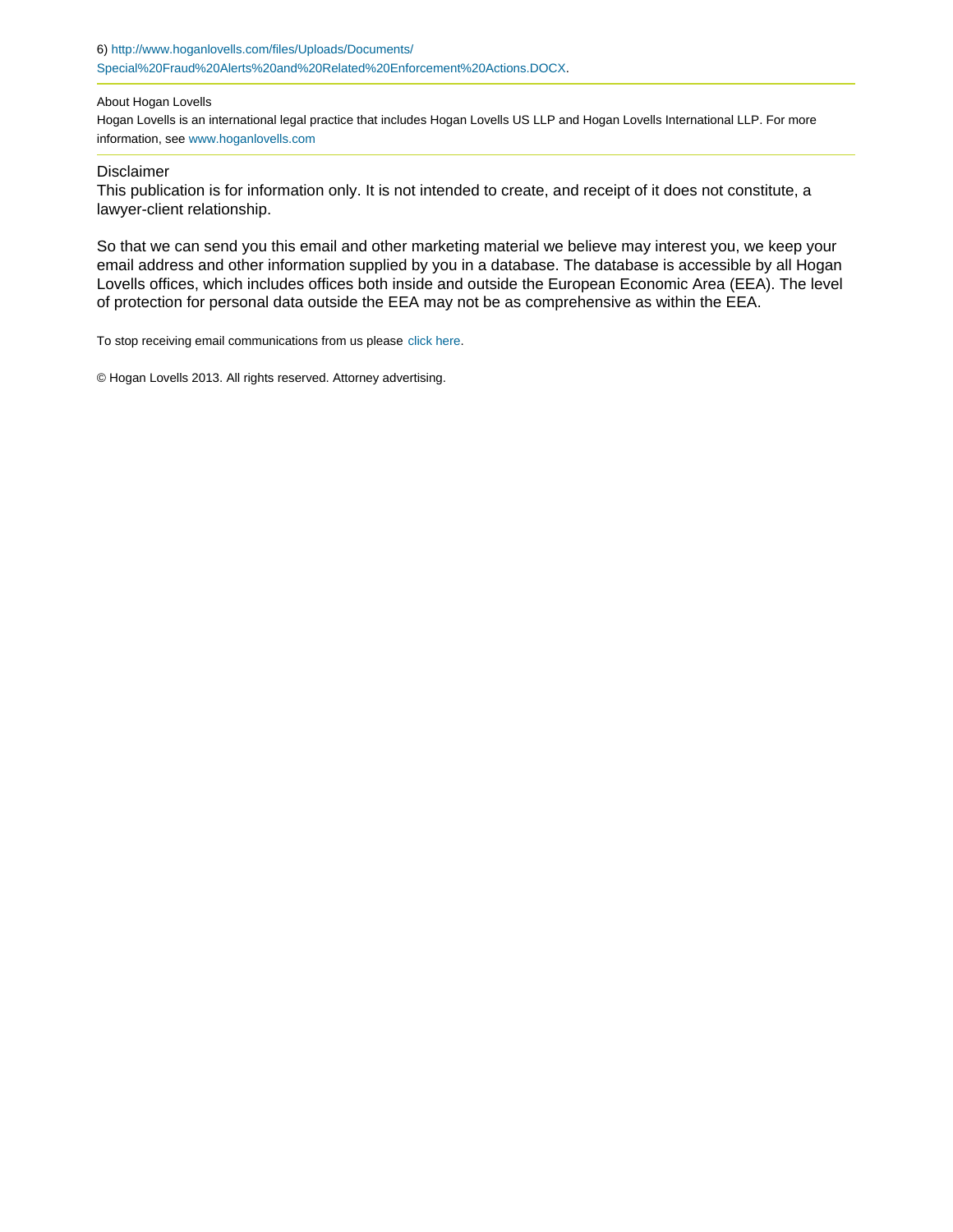6) http://www.hoganlovells.com/files/Uploads/Documents/Special%20Fraud%20Alerts%20and%20Related%20Enforcement%20Actions.DOCX.

---

About Hogan Lovells

Hogan Lovells is an international legal practice that includes Hogan Lovells US LLP and Hogan Lovells International LLP. For more information, see www.hoganlovells.com

---

Disclaimer

This publication is for information only. It is not intended to create, and receipt of it does not constitute, a lawyer-client relationship.

So that we can send you this email and other marketing material we believe may interest you, we keep your email address and other information supplied by you in a database. The database is accessible by all Hogan Lovells offices, which includes offices both inside and outside the European Economic Area (EEA). The level of protection for personal data outside the EEA may not be as comprehensive as within the EEA.

To stop receiving email communications from us please click here.

© Hogan Lovells 2013. All rights reserved. Attorney advertising.